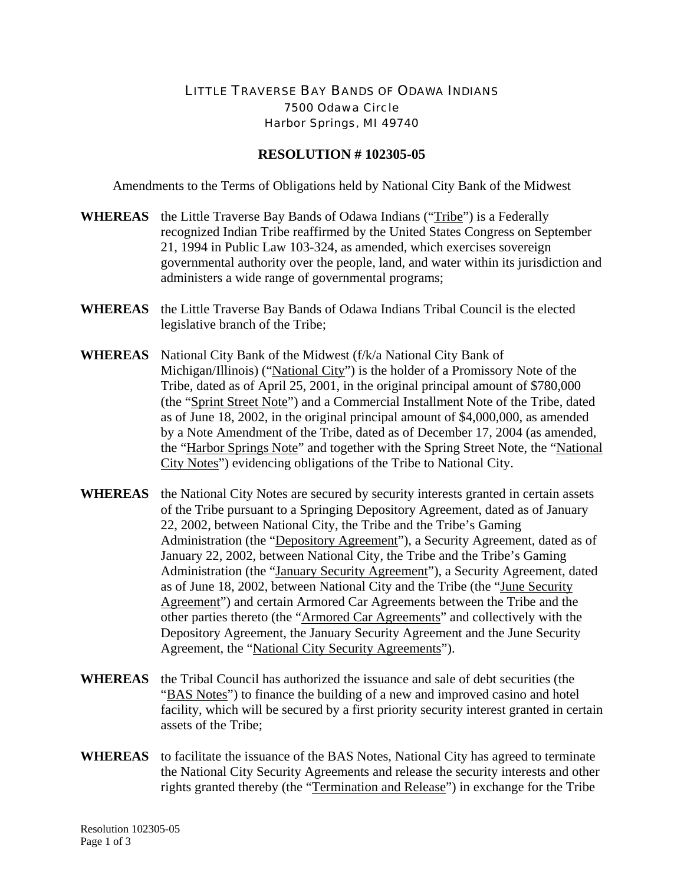# LITTLE TRAVERSE BAY BANDS OF ODAWA INDIANS

7500 Odawa Circle
Harbor Springs, MI 49740

## RESOLUTION # 102305-05

Amendments to the Terms of Obligations held by National City Bank of the Midwest

**WHEREAS** the Little Traverse Bay Bands of Odawa Indians ("Tribe") is a Federally recognized Indian Tribe reaffirmed by the United States Congress on September 21, 1994 in Public Law 103-324, as amended, which exercises sovereign governmental authority over the people, land, and water within its jurisdiction and administers a wide range of governmental programs;

**WHEREAS** the Little Traverse Bay Bands of Odawa Indians Tribal Council is the elected legislative branch of the Tribe;

**WHEREAS** National City Bank of the Midwest (f/k/a National City Bank of Michigan/Illinois) ("National City") is the holder of a Promissory Note of the Tribe, dated as of April 25, 2001, in the original principal amount of $780,000 (the "Sprint Street Note") and a Commercial Installment Note of the Tribe, dated as of June 18, 2002, in the original principal amount of $4,000,000, as amended by a Note Amendment of the Tribe, dated as of December 17, 2004 (as amended, the "Harbor Springs Note" and together with the Spring Street Note, the "National City Notes") evidencing obligations of the Tribe to National City.

**WHEREAS** the National City Notes are secured by security interests granted in certain assets of the Tribe pursuant to a Springing Depository Agreement, dated as of January 22, 2002, between National City, the Tribe and the Tribe's Gaming Administration (the "Depository Agreement"), a Security Agreement, dated as of January 22, 2002, between National City, the Tribe and the Tribe's Gaming Administration (the "January Security Agreement"), a Security Agreement, dated as of June 18, 2002, between National City and the Tribe (the "June Security Agreement") and certain Armored Car Agreements between the Tribe and the other parties thereto (the "Armored Car Agreements" and collectively with the Depository Agreement, the January Security Agreement and the June Security Agreement, the "National City Security Agreements").

**WHEREAS** the Tribal Council has authorized the issuance and sale of debt securities (the "BAS Notes") to finance the building of a new and improved casino and hotel facility, which will be secured by a first priority security interest granted in certain assets of the Tribe;

**WHEREAS** to facilitate the issuance of the BAS Notes, National City has agreed to terminate the National City Security Agreements and release the security interests and other rights granted thereby (the "Termination and Release") in exchange for the Tribe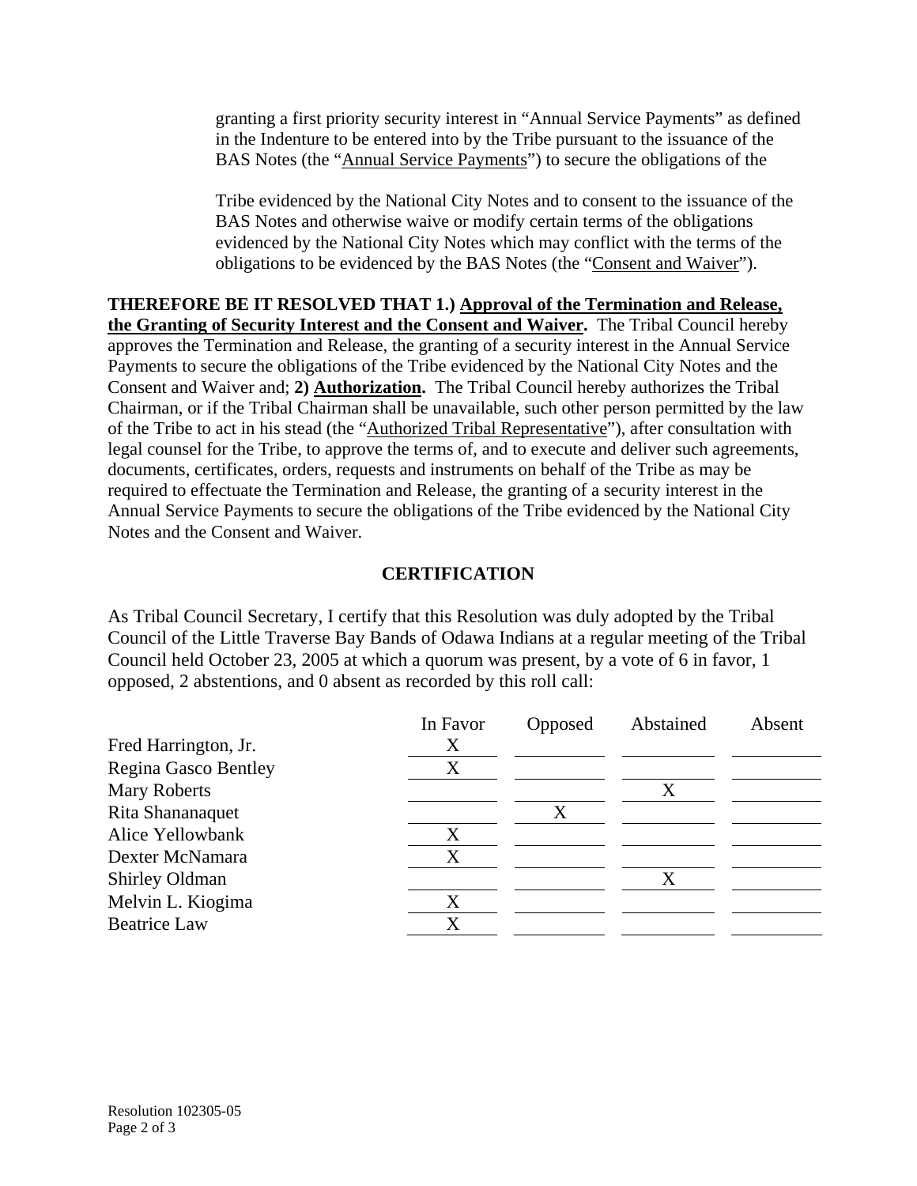granting a first priority security interest in "Annual Service Payments" as defined in the Indenture to be entered into by the Tribe pursuant to the issuance of the BAS Notes (the "Annual Service Payments") to secure the obligations of the

Tribe evidenced by the National City Notes and to consent to the issuance of the BAS Notes and otherwise waive or modify certain terms of the obligations evidenced by the National City Notes which may conflict with the terms of the obligations to be evidenced by the BAS Notes (the "Consent and Waiver").

**THEREFORE BE IT RESOLVED THAT 1.) Approval of the Termination and Release, the Granting of Security Interest and the Consent and Waiver.** The Tribal Council hereby approves the Termination and Release, the granting of a security interest in the Annual Service Payments to secure the obligations of the Tribe evidenced by the National City Notes and the Consent and Waiver and; **2) Authorization.** The Tribal Council hereby authorizes the Tribal Chairman, or if the Tribal Chairman shall be unavailable, such other person permitted by the law of the Tribe to act in his stead (the "Authorized Tribal Representative"), after consultation with legal counsel for the Tribe, to approve the terms of, and to execute and deliver such agreements, documents, certificates, orders, requests and instruments on behalf of the Tribe as may be required to effectuate the Termination and Release, the granting of a security interest in the Annual Service Payments to secure the obligations of the Tribe evidenced by the National City Notes and the Consent and Waiver.

## CERTIFICATION

As Tribal Council Secretary, I certify that this Resolution was duly adopted by the Tribal Council of the Little Traverse Bay Bands of Odawa Indians at a regular meeting of the Tribal Council held October 23, 2005 at which a quorum was present, by a vote of 6 in favor, 1 opposed, 2 abstentions, and 0 absent as recorded by this roll call:

| | In Favor | Opposed | Abstained | Absent |
|---|---|---|---|---|
| Fred Harrington, Jr. | X | | | |
| Regina Gasco Bentley | X | | | |
| Mary Roberts | | | X | |
| Rita Shananaquet | | X | | |
| Alice Yellowbank | X | | | |
| Dexter McNamara | X | | | |
| Shirley Oldman | | | X | |
| Melvin L. Kiogima | X | | | |
| Beatrice Law | X | | | |

Resolution 102305-05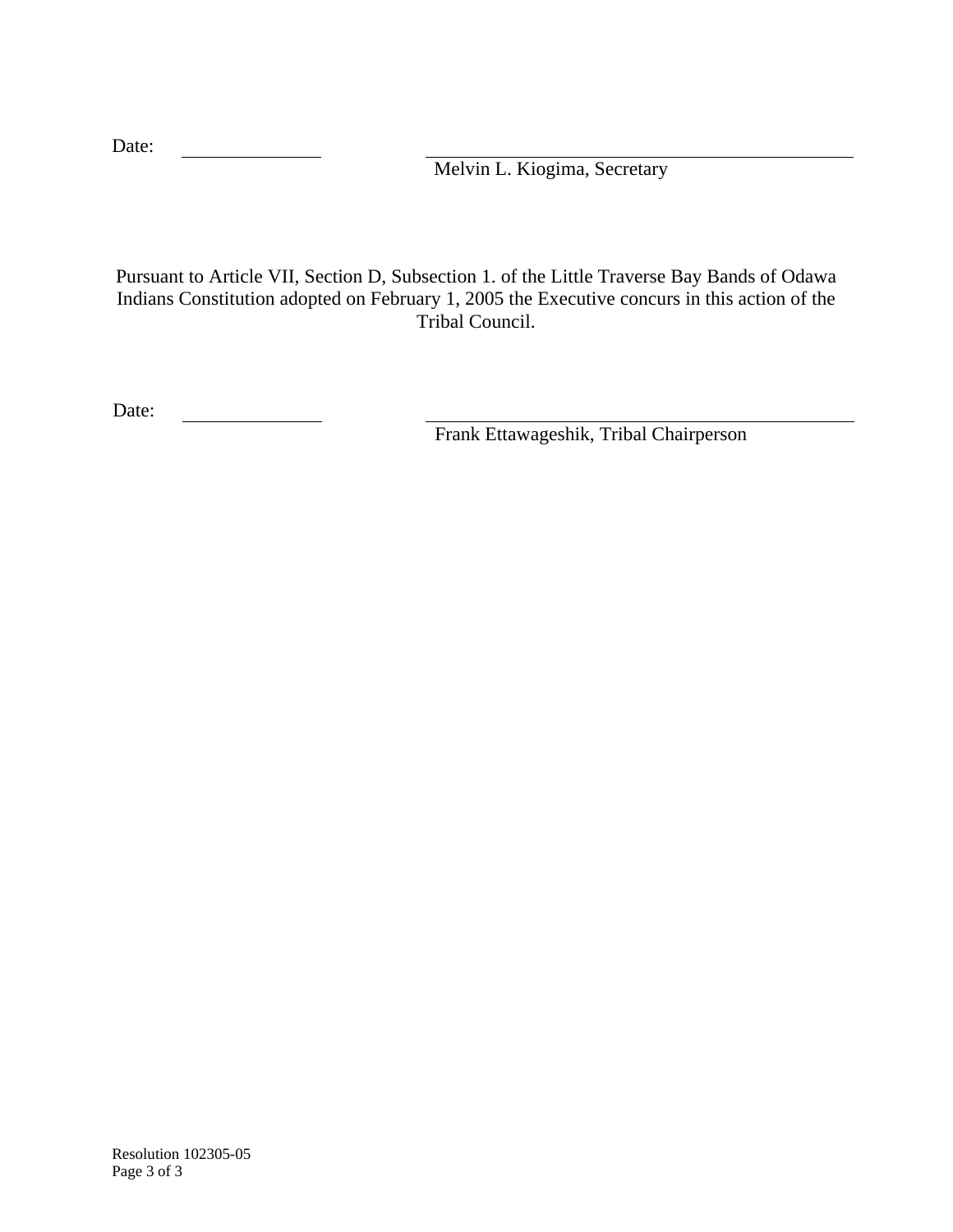Date: \_\_\_\_\_\_\_\_\_\_\_\_\_\_\_ \_\_\_\_\_\_\_\_\_\_\_\_\_\_\_\_\_\_\_\_\_\_\_\_\_\_\_\_\_\_\_\_\_\_\_\_\_\_\_\_\_\_\_\_\_\_

Melvin L. Kiogima, Secretary

Pursuant to Article VII, Section D, Subsection 1. of the Little Traverse Bay Bands of Odawa Indians Constitution adopted on February 1, 2005 the Executive concurs in this action of the Tribal Council.

Date: \_\_\_\_\_\_\_\_\_\_\_\_\_\_\_ \_\_\_\_\_\_\_\_\_\_\_\_\_\_\_\_\_\_\_\_\_\_\_\_\_\_\_\_\_\_\_\_\_\_\_\_\_\_\_\_\_\_\_\_\_\_

Frank Ettawageshik, Tribal Chairperson

Resolution 102305-05